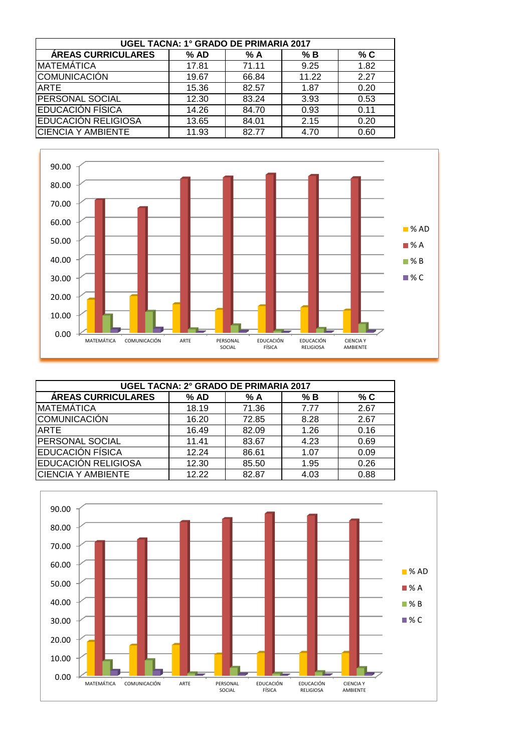| UGEL TACNA: 1° GRADO DE PRIMARIA 2017 | | | | |
|---|---|---|---|---|
| ÁREAS CURRICULARES | % AD | % A | % B | % C |
| MATEMÁTICA | 17.81 | 71.11 | 9.25 | 1.82 |
| COMUNICACIÓN | 19.67 | 66.84 | 11.22 | 2.27 |
| ARTE | 15.36 | 82.57 | 1.87 | 0.20 |
| PERSONAL SOCIAL | 12.30 | 83.24 | 3.93 | 0.53 |
| EDUCACIÓN FÍSICA | 14.26 | 84.70 | 0.93 | 0.11 |
| EDUCACIÓN RELIGIOSA | 13.65 | 84.01 | 2.15 | 0.20 |
| CIENCIA Y AMBIENTE | 11.93 | 82.77 | 4.70 | 0.60 |

| UGEL TACNA: 2° GRADO DE PRIMARIA 2017 | | | | |
|---|---|---|---|---|
| ÁREAS CURRICULARES | % AD | % A | % B | % C |
| MATEMÁTICA | 18.19 | 71.36 | 7.77 | 2.67 |
| COMUNICACIÓN | 16.20 | 72.85 | 8.28 | 2.67 |
| ARTE | 16.49 | 82.09 | 1.26 | 0.16 |
| PERSONAL SOCIAL | 11.41 | 83.67 | 4.23 | 0.69 |
| EDUCACIÓN FÍSICA | 12.24 | 86.61 | 1.07 | 0.09 |
| EDUCACIÓN RELIGIOSA | 12.30 | 85.50 | 1.95 | 0.26 |
| CIENCIA Y AMBIENTE | 12.22 | 82.87 | 4.03 | 0.88 |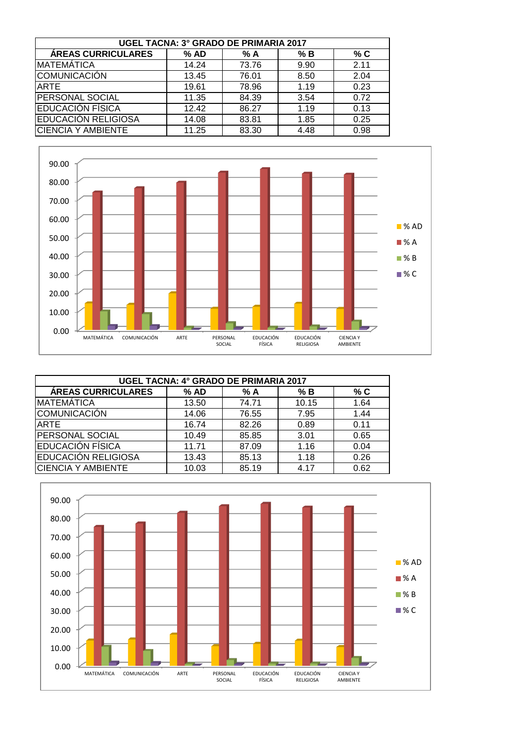| UGEL TACNA: 3° GRADO DE PRIMARIA 2017 | | | | |
|---|---|---|---|---|
| **ÁREAS CURRICULARES** | **% AD** | **% A** | **% B** | **% C** |
| MATEMÁTICA | 14.24 | 73.76 | 9.90 | 2.11 |
| COMUNICACIÓN | 13.45 | 76.01 | 8.50 | 2.04 |
| ARTE | 19.61 | 78.96 | 1.19 | 0.23 |
| PERSONAL SOCIAL | 11.35 | 84.39 | 3.54 | 0.72 |
| EDUCACIÓN FÍSICA | 12.42 | 86.27 | 1.19 | 0.13 |
| EDUCACIÓN RELIGIOSA | 14.08 | 83.81 | 1.85 | 0.25 |
| CIENCIA Y AMBIENTE | 11.25 | 83.30 | 4.48 | 0.98 |

| UGEL TACNA: 4° GRADO DE PRIMARIA 2017 | | | | |
|---|---|---|---|---|
| **ÁREAS CURRICULARES** | **% AD** | **% A** | **% B** | **% C** |
| MATEMÁTICA | 13.50 | 74.71 | 10.15 | 1.64 |
| COMUNICACIÓN | 14.06 | 76.55 | 7.95 | 1.44 |
| ARTE | 16.74 | 82.26 | 0.89 | 0.11 |
| PERSONAL SOCIAL | 10.49 | 85.85 | 3.01 | 0.65 |
| EDUCACIÓN FÍSICA | 11.71 | 87.09 | 1.16 | 0.04 |
| EDUCACIÓN RELIGIOSA | 13.43 | 85.13 | 1.18 | 0.26 |
| CIENCIA Y AMBIENTE | 10.03 | 85.19 | 4.17 | 0.62 |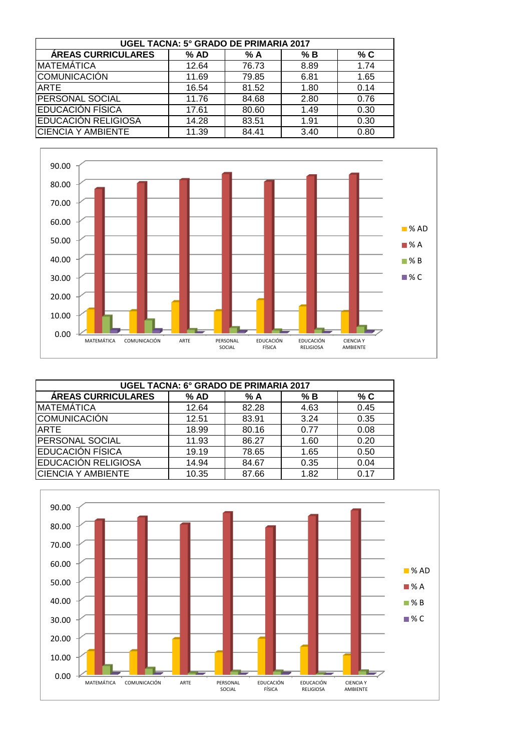| UGEL TACNA: 5° GRADO DE PRIMARIA 2017 | | | | |
|---|---|---|---|---|
| ÁREAS CURRICULARES | % AD | % A | % B | % C |
| MATEMÁTICA | 12.64 | 76.73 | 8.89 | 1.74 |
| COMUNICACIÓN | 11.69 | 79.85 | 6.81 | 1.65 |
| ARTE | 16.54 | 81.52 | 1.80 | 0.14 |
| PERSONAL SOCIAL | 11.76 | 84.68 | 2.80 | 0.76 |
| EDUCACIÓN FÍSICA | 17.61 | 80.60 | 1.49 | 0.30 |
| EDUCACIÓN RELIGIOSA | 14.28 | 83.51 | 1.91 | 0.30 |
| CIENCIA Y AMBIENTE | 11.39 | 84.41 | 3.40 | 0.80 |

| UGEL TACNA: 6° GRADO DE PRIMARIA 2017 | | | | |
|---|---|---|---|---|
| ÁREAS CURRICULARES | % AD | % A | % B | % C |
| MATEMÁTICA | 12.64 | 82.28 | 4.63 | 0.45 |
| COMUNICACIÓN | 12.51 | 83.91 | 3.24 | 0.35 |
| ARTE | 18.99 | 80.16 | 0.77 | 0.08 |
| PERSONAL SOCIAL | 11.93 | 86.27 | 1.60 | 0.20 |
| EDUCACIÓN FÍSICA | 19.19 | 78.65 | 1.65 | 0.50 |
| EDUCACIÓN RELIGIOSA | 14.94 | 84.67 | 0.35 | 0.04 |
| CIENCIA Y AMBIENTE | 10.35 | 87.66 | 1.82 | 0.17 |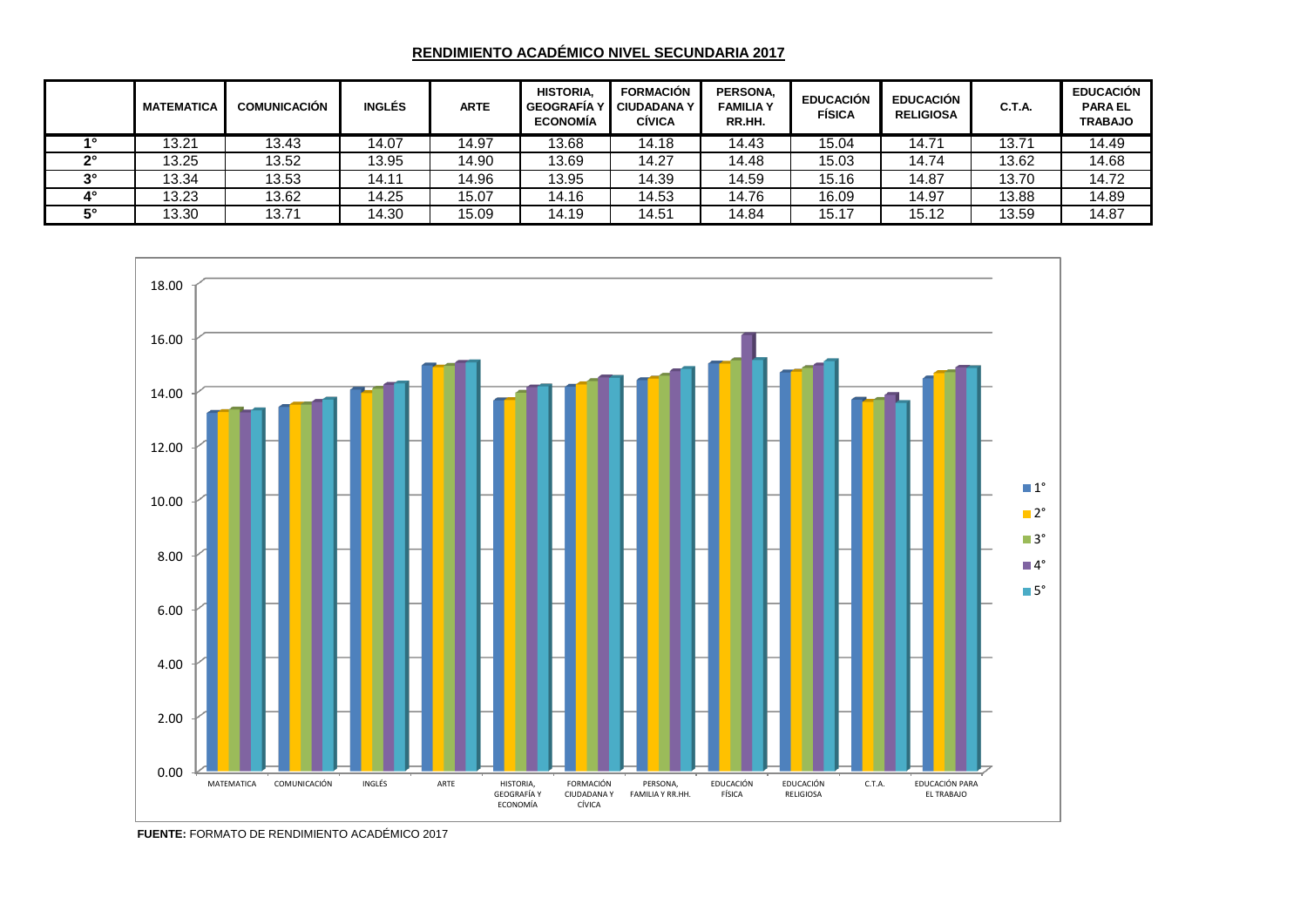## RENDIMIENTO ACADÉMICO NIVEL SECUNDARIA 2017

| | MATEMATICA | COMUNICACIÓN | INGLÉS | ARTE | HISTORIA, GEOGRAFÍA Y ECONOMÍA | FORMACIÓN CIUDADANA Y CÍVICA | PERSONA, FAMILIA Y RR.HH. | EDUCACIÓN FÍSICA | EDUCACIÓN RELIGIOSA | C.T.A. | EDUCACIÓN PARA EL TRABAJO |
|---|---|---|---|---|---|---|---|---|---|---|---|
| 1° | 13.21 | 13.43 | 14.07 | 14.97 | 13.68 | 14.18 | 14.43 | 15.04 | 14.71 | 13.71 | 14.49 |
| 2° | 13.25 | 13.52 | 13.95 | 14.90 | 13.69 | 14.27 | 14.48 | 15.03 | 14.74 | 13.62 | 14.68 |
| 3° | 13.34 | 13.53 | 14.11 | 14.96 | 13.95 | 14.39 | 14.59 | 15.16 | 14.87 | 13.70 | 14.72 |
| 4° | 13.23 | 13.62 | 14.25 | 15.07 | 14.16 | 14.53 | 14.76 | 16.09 | 14.97 | 13.88 | 14.89 |
| 5° | 13.30 | 13.71 | 14.30 | 15.09 | 14.19 | 14.51 | 14.84 | 15.17 | 15.12 | 13.59 | 14.87 |

18.00
16.00
14.00
12.00
10.00
8.00
6.00
4.00
2.00
0.00

MATEMATICA
COMUNICACIÓN
INGLÉS
ARTE
HISTORIA, GEOGRAFÍA Y ECONOMÍA
FORMACIÓN CIUDADANA Y CÍVICA
PERSONA, FAMILIA Y RR.HH.
EDUCACIÓN FÍSICA
EDUCACIÓN RELIGIOSA
C.T.A.
EDUCACIÓN PARA EL TRABAJO

1°
2°
3°
4°
5°

**FUENTE:** FORMATO DE RENDIMIENTO ACADÉMICO 2017